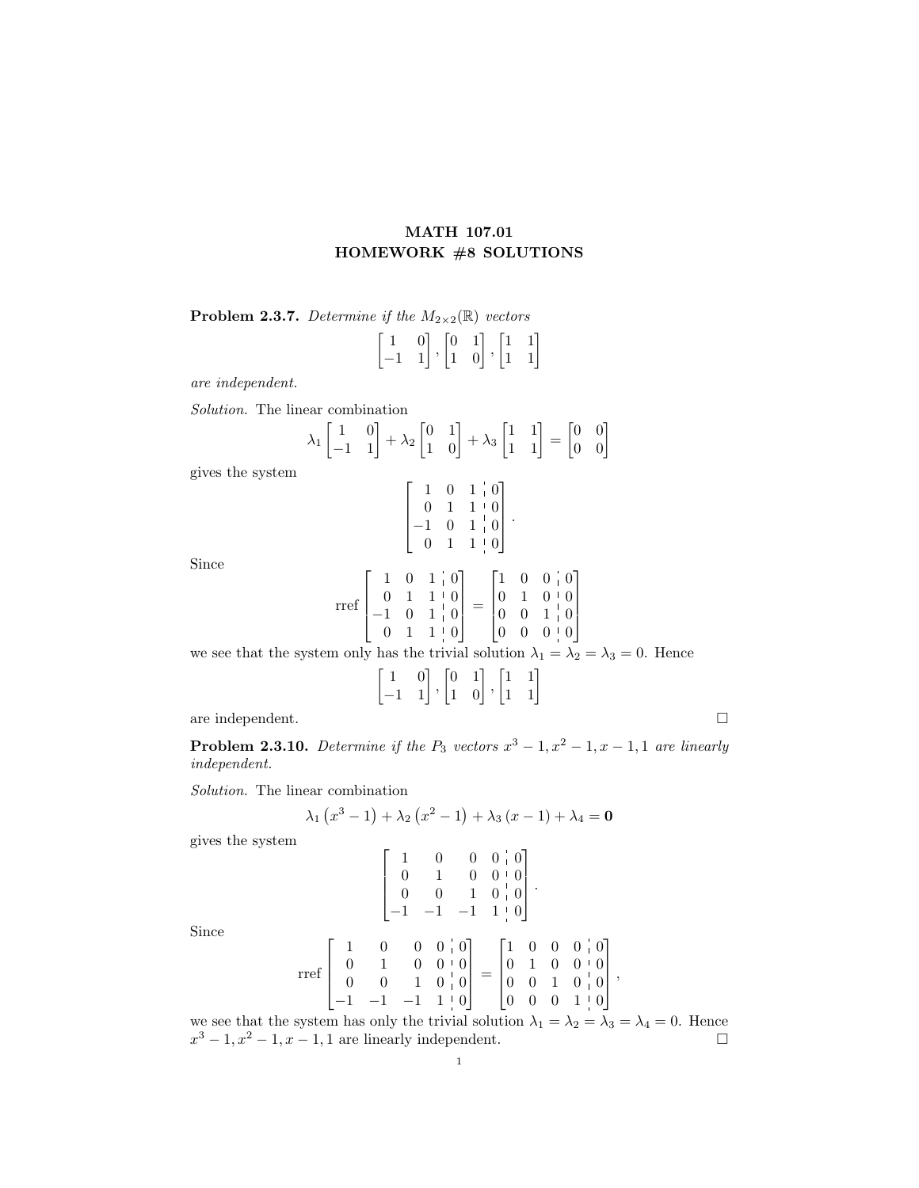# MATH 107.01
# HOMEWORK #8 SOLUTIONS

**Problem 2.3.7.** *Determine if the $M_{2\times 2}(\mathbb{R})$ vectors*

$$\begin{bmatrix} 1 & 0 \\ -1 & 1 \end{bmatrix}, \begin{bmatrix} 0 & 1 \\ 1 & 0 \end{bmatrix}, \begin{bmatrix} 1 & 1 \\ 1 & 1 \end{bmatrix}$$

*are independent.*

*Solution.* The linear combination

$$\lambda_1 \begin{bmatrix} 1 & 0 \\ -1 & 1 \end{bmatrix} + \lambda_2 \begin{bmatrix} 0 & 1 \\ 1 & 0 \end{bmatrix} + \lambda_3 \begin{bmatrix} 1 & 1 \\ 1 & 1 \end{bmatrix} = \begin{bmatrix} 0 & 0 \\ 0 & 0 \end{bmatrix}$$

gives the system

$$\left[\begin{array}{ccc|c} 1 & 0 & 1 & 0 \\ 0 & 1 & 1 & 0 \\ -1 & 0 & 1 & 0 \\ 0 & 1 & 1 & 0 \end{array}\right].$$

Since

$$\operatorname{rref} \left[\begin{array}{ccc|c} 1 & 0 & 1 & 0 \\ 0 & 1 & 1 & 0 \\ -1 & 0 & 1 & 0 \\ 0 & 1 & 1 & 0 \end{array}\right] = \left[\begin{array}{ccc|c} 1 & 0 & 0 & 0 \\ 0 & 1 & 0 & 0 \\ 0 & 0 & 1 & 0 \\ 0 & 0 & 0 & 0 \end{array}\right]$$

we see that the system only has the trivial solution $\lambda_1 = \lambda_2 = \lambda_3 = 0$. Hence

$$\begin{bmatrix} 1 & 0 \\ -1 & 1 \end{bmatrix}, \begin{bmatrix} 0 & 1 \\ 1 & 0 \end{bmatrix}, \begin{bmatrix} 1 & 1 \\ 1 & 1 \end{bmatrix}$$

are independent. □

**Problem 2.3.10.** *Determine if the $P_3$ vectors $x^3 - 1, x^2 - 1, x - 1, 1$ are linearly independent.*

*Solution.* The linear combination

$$\lambda_1 \left(x^3 - 1\right) + \lambda_2 \left(x^2 - 1\right) + \lambda_3 \left(x - 1\right) + \lambda_4 = \mathbf{0}$$

gives the system

$$\left[\begin{array}{cccc|c} 1 & 0 & 0 & 0 & 0 \\ 0 & 1 & 0 & 0 & 0 \\ 0 & 0 & 1 & 0 & 0 \\ -1 & -1 & -1 & 1 & 0 \end{array}\right].$$

Since

$$\operatorname{rref} \left[\begin{array}{cccc|c} 1 & 0 & 0 & 0 & 0 \\ 0 & 1 & 0 & 0 & 0 \\ 0 & 0 & 1 & 0 & 0 \\ -1 & -1 & -1 & 1 & 0 \end{array}\right] = \left[\begin{array}{cccc|c} 1 & 0 & 0 & 0 & 0 \\ 0 & 1 & 0 & 0 & 0 \\ 0 & 0 & 1 & 0 & 0 \\ 0 & 0 & 0 & 1 & 0 \end{array}\right],$$

we see that the system has only the trivial solution $\lambda_1 = \lambda_2 = \lambda_3 = \lambda_4 = 0$. Hence $x^3 - 1, x^2 - 1, x - 1, 1$ are linearly independent. □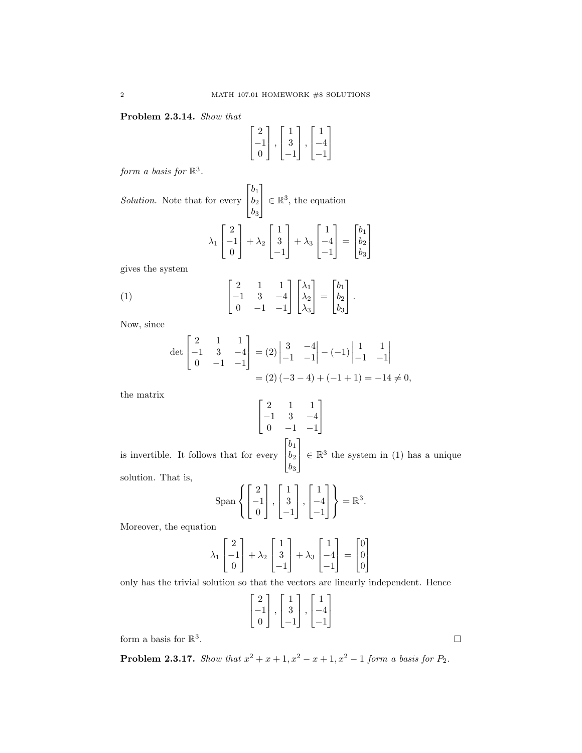**Problem 2.3.14.** *Show that*

$$\begin{bmatrix} 2 \\ -1 \\ 0 \end{bmatrix}, \begin{bmatrix} 1 \\ 3 \\ -1 \end{bmatrix}, \begin{bmatrix} 1 \\ -4 \\ -1 \end{bmatrix}$$

*form a basis for* $\mathbb{R}^3$.

*Solution.* Note that for every $\begin{bmatrix} b_1 \\ b_2 \\ b_3 \end{bmatrix} \in \mathbb{R}^3$, the equation

$$\lambda_1 \begin{bmatrix} 2 \\ -1 \\ 0 \end{bmatrix} + \lambda_2 \begin{bmatrix} 1 \\ 3 \\ -1 \end{bmatrix} + \lambda_3 \begin{bmatrix} 1 \\ -4 \\ -1 \end{bmatrix} = \begin{bmatrix} b_1 \\ b_2 \\ b_3 \end{bmatrix}$$

gives the system

$$\begin{bmatrix} 2 & 1 & 1 \\ -1 & 3 & -4 \\ 0 & -1 & -1 \end{bmatrix} \begin{bmatrix} \lambda_1 \\ \lambda_2 \\ \lambda_3 \end{bmatrix} = \begin{bmatrix} b_1 \\ b_2 \\ b_3 \end{bmatrix}. \tag{1}$$

Now, since

$$\det \begin{bmatrix} 2 & 1 & 1 \\ -1 & 3 & -4 \\ 0 & -1 & -1 \end{bmatrix} = (2) \begin{vmatrix} 3 & -4 \\ -1 & -1 \end{vmatrix} - (-1) \begin{vmatrix} 1 & 1 \\ -1 & -1 \end{vmatrix}$$
$$= (2)(-3-4) + (-1+1) = -14 \neq 0,$$

the matrix

$$\begin{bmatrix} 2 & 1 & 1 \\ -1 & 3 & -4 \\ 0 & -1 & -1 \end{bmatrix}$$

is invertible. It follows that for every $\begin{bmatrix} b_1 \\ b_2 \\ b_3 \end{bmatrix} \in \mathbb{R}^3$ the system in (1) has a unique solution. That is,

$$\text{Span}\left\{ \begin{bmatrix} 2 \\ -1 \\ 0 \end{bmatrix}, \begin{bmatrix} 1 \\ 3 \\ -1 \end{bmatrix}, \begin{bmatrix} 1 \\ -4 \\ -1 \end{bmatrix} \right\} = \mathbb{R}^3.$$

Moreover, the equation

$$\lambda_1 \begin{bmatrix} 2 \\ -1 \\ 0 \end{bmatrix} + \lambda_2 \begin{bmatrix} 1 \\ 3 \\ -1 \end{bmatrix} + \lambda_3 \begin{bmatrix} 1 \\ -4 \\ -1 \end{bmatrix} = \begin{bmatrix} 0 \\ 0 \\ 0 \end{bmatrix}$$

only has the trivial solution so that the vectors are linearly independent. Hence

$$\begin{bmatrix} 2 \\ -1 \\ 0 \end{bmatrix}, \begin{bmatrix} 1 \\ 3 \\ -1 \end{bmatrix}, \begin{bmatrix} 1 \\ -4 \\ -1 \end{bmatrix}$$

form a basis for $\mathbb{R}^3$. $\square$

**Problem 2.3.17.** *Show that* $x^2 + x + 1, x^2 - x + 1, x^2 - 1$ *form a basis for* $P_2$.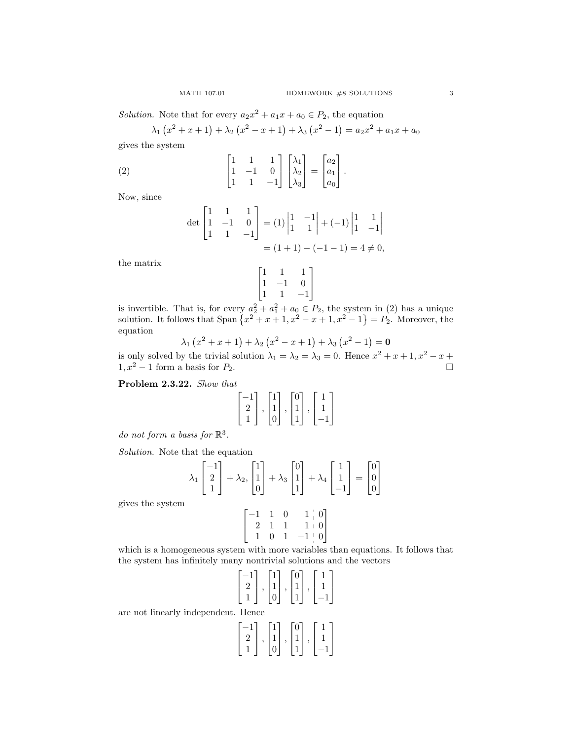*Solution.* Note that for every $a_2x^2 + a_1x + a_0 \in P_2$, the equation

$$\lambda_1 \left(x^2 + x + 1\right) + \lambda_2 \left(x^2 - x + 1\right) + \lambda_3 \left(x^2 - 1\right) = a_2x^2 + a_1x + a_0$$

gives the system

$$\begin{bmatrix} 1 & 1 & 1 \\ 1 & -1 & 0 \\ 1 & 1 & -1 \end{bmatrix} \begin{bmatrix} \lambda_1 \\ \lambda_2 \\ \lambda_3 \end{bmatrix} = \begin{bmatrix} a_2 \\ a_1 \\ a_0 \end{bmatrix}. \tag{2}$$

Now, since

$$\det \begin{bmatrix} 1 & 1 & 1 \\ 1 & -1 & 0 \\ 1 & 1 & -1 \end{bmatrix} = (1) \begin{vmatrix} 1 & -1 \\ 1 & 1 \end{vmatrix} + (-1) \begin{vmatrix} 1 & 1 \\ 1 & -1 \end{vmatrix}$$
$$= (1 + 1) - (-1 - 1) = 4 \neq 0,$$

the matrix

$$\begin{bmatrix} 1 & 1 & 1 \\ 1 & -1 & 0 \\ 1 & 1 & -1 \end{bmatrix}$$

is invertible. That is, for every $a_2^2 + a_1^2 + a_0 \in P_2$, the system in (2) has a unique solution. It follows that $\operatorname{Span}\left\{x^2 + x + 1, x^2 - x + 1, x^2 - 1\right\} = P_2$. Moreover, the equation

$$\lambda_1 \left(x^2 + x + 1\right) + \lambda_2 \left(x^2 - x + 1\right) + \lambda_3 \left(x^2 - 1\right) = \mathbf{0}$$

is only solved by the trivial solution $\lambda_1 = \lambda_2 = \lambda_3 = 0$. Hence $x^2 + x + 1, x^2 - x + 1, x^2 - 1$ form a basis for $P_2$. $\square$

**Problem 2.3.22.** *Show that*

$$\begin{bmatrix} -1 \\ 2 \\ 1 \end{bmatrix}, \begin{bmatrix} 1 \\ 1 \\ 0 \end{bmatrix}, \begin{bmatrix} 0 \\ 1 \\ 1 \end{bmatrix}, \begin{bmatrix} 1 \\ 1 \\ -1 \end{bmatrix}$$

*do not form a basis for* $\mathbb{R}^3$.

*Solution.* Note that the equation

$$\lambda_1 \begin{bmatrix} -1 \\ 2 \\ 1 \end{bmatrix} + \lambda_2, \begin{bmatrix} 1 \\ 1 \\ 0 \end{bmatrix} + \lambda_3 \begin{bmatrix} 0 \\ 1 \\ 1 \end{bmatrix} + \lambda_4 \begin{bmatrix} 1 \\ 1 \\ -1 \end{bmatrix} = \begin{bmatrix} 0 \\ 0 \\ 0 \end{bmatrix}$$

gives the system

$$\left[\begin{array}{cccc|c} -1 & 1 & 0 & 1 & 0 \\ 2 & 1 & 1 & 1 & 0 \\ 1 & 0 & 1 & -1 & 0 \end{array}\right]$$

which is a homogeneous system with more variables than equations. It follows that the system has infinitely many nontrivial solutions and the vectors

$$\begin{bmatrix} -1 \\ 2 \\ 1 \end{bmatrix}, \begin{bmatrix} 1 \\ 1 \\ 0 \end{bmatrix}, \begin{bmatrix} 0 \\ 1 \\ 1 \end{bmatrix}, \begin{bmatrix} 1 \\ 1 \\ -1 \end{bmatrix}$$

are not linearly independent. Hence

$$\begin{bmatrix} -1 \\ 2 \\ 1 \end{bmatrix}, \begin{bmatrix} 1 \\ 1 \\ 0 \end{bmatrix}, \begin{bmatrix} 0 \\ 1 \\ 1 \end{bmatrix}, \begin{bmatrix} 1 \\ 1 \\ -1 \end{bmatrix}$$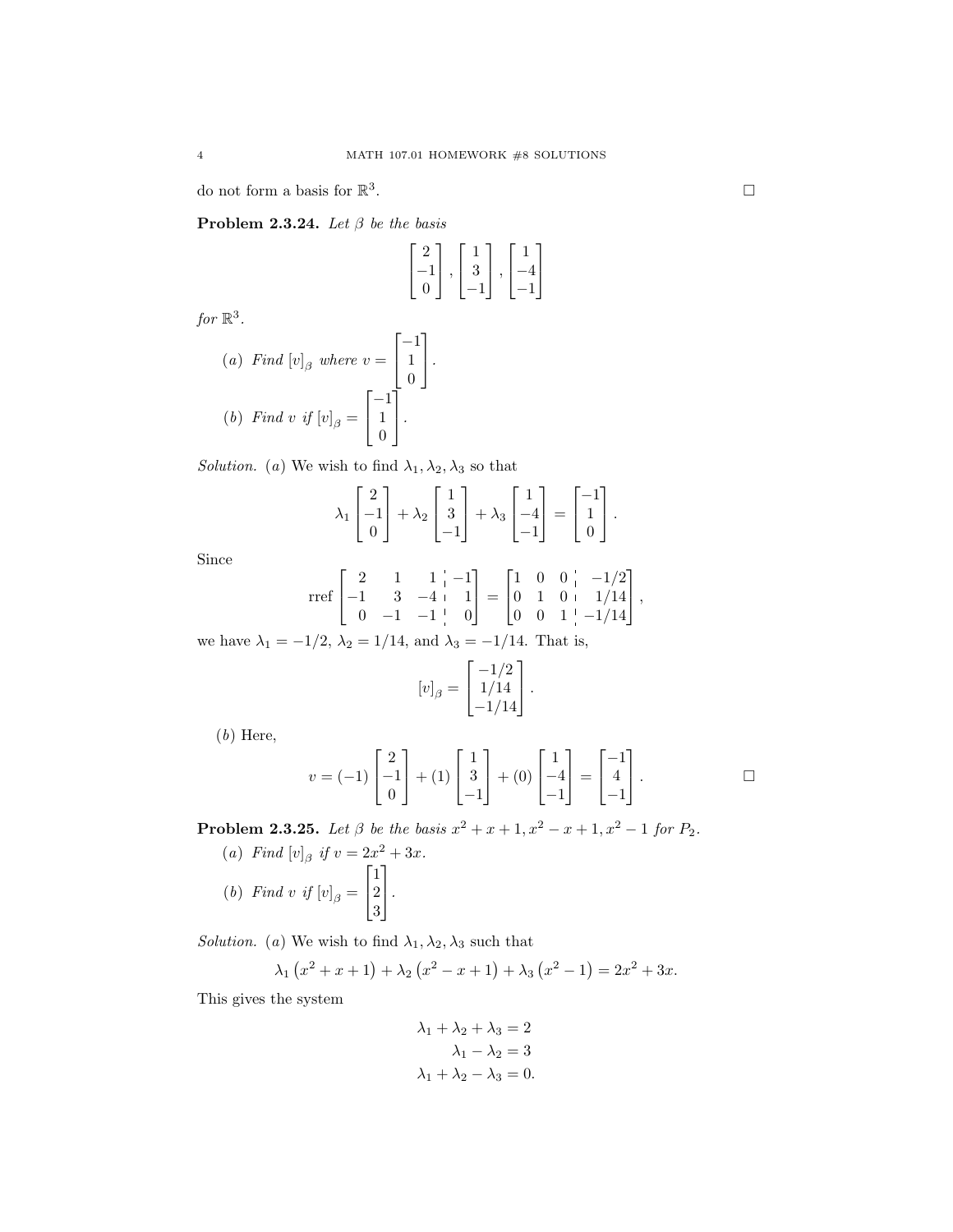do not form a basis for $\mathbb{R}^3$. $\square$

**Problem 2.3.24.** *Let $\beta$ be the basis*

$$\begin{bmatrix} 2 \\ -1 \\ 0 \end{bmatrix}, \begin{bmatrix} 1 \\ 3 \\ -1 \end{bmatrix}, \begin{bmatrix} 1 \\ -4 \\ -1 \end{bmatrix}$$

*for $\mathbb{R}^3$.*

(*a*) *Find $[v]_\beta$ where $v = \begin{bmatrix} -1 \\ 1 \\ 0 \end{bmatrix}$.*

(*b*) *Find $v$ if $[v]_\beta = \begin{bmatrix} -1 \\ 1 \\ 0 \end{bmatrix}$.*

*Solution.* (*a*) We wish to find $\lambda_1, \lambda_2, \lambda_3$ so that

$$\lambda_1 \begin{bmatrix} 2 \\ -1 \\ 0 \end{bmatrix} + \lambda_2 \begin{bmatrix} 1 \\ 3 \\ -1 \end{bmatrix} + \lambda_3 \begin{bmatrix} 1 \\ -4 \\ -1 \end{bmatrix} = \begin{bmatrix} -1 \\ 1 \\ 0 \end{bmatrix}.$$

Since

$$\text{rref} \left[\begin{array}{ccc|c} 2 & 1 & 1 & -1 \\ -1 & 3 & -4 & 1 \\ 0 & -1 & -1 & 0 \end{array}\right] = \left[\begin{array}{ccc|c} 1 & 0 & 0 & -1/2 \\ 0 & 1 & 0 & 1/14 \\ 0 & 0 & 1 & -1/14 \end{array}\right],$$

we have $\lambda_1 = -1/2$, $\lambda_2 = 1/14$, and $\lambda_3 = -1/14$. That is,

$$[v]_\beta = \begin{bmatrix} -1/2 \\ 1/14 \\ -1/14 \end{bmatrix}.$$

(*b*) Here,

$$v = (-1) \begin{bmatrix} 2 \\ -1 \\ 0 \end{bmatrix} + (1) \begin{bmatrix} 1 \\ 3 \\ -1 \end{bmatrix} + (0) \begin{bmatrix} 1 \\ -4 \\ -1 \end{bmatrix} = \begin{bmatrix} -1 \\ 4 \\ -1 \end{bmatrix}.$$

$\square$

**Problem 2.3.25.** *Let $\beta$ be the basis $x^2 + x + 1, x^2 - x + 1, x^2 - 1$ for $P_2$.*

(*a*) *Find $[v]_\beta$ if $v = 2x^2 + 3x$.*

(*b*) *Find $v$ if $[v]_\beta = \begin{bmatrix} 1 \\ 2 \\ 3 \end{bmatrix}$.*

*Solution.* (*a*) We wish to find $\lambda_1, \lambda_2, \lambda_3$ such that

$$\lambda_1 \left(x^2 + x + 1\right) + \lambda_2 \left(x^2 - x + 1\right) + \lambda_3 \left(x^2 - 1\right) = 2x^2 + 3x.$$

This gives the system

$$\begin{aligned} \lambda_1 + \lambda_2 + \lambda_3 &= 2 \\ \lambda_1 - \lambda_2 &= 3 \\ \lambda_1 + \lambda_2 - \lambda_3 &= 0. \end{aligned}$$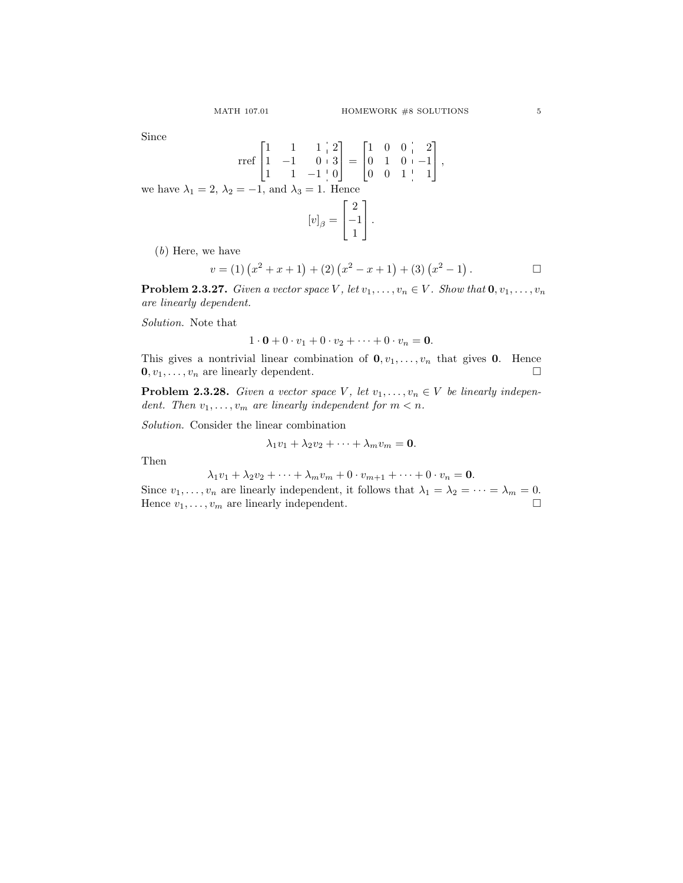Since

$$\text{rref}\left[\begin{array}{ccc|c} 1 & 1 & 1 & 2 \\ 1 & -1 & 0 & 3 \\ 1 & 1 & -1 & 0 \end{array}\right] = \left[\begin{array}{ccc|c} 1 & 0 & 0 & 2 \\ 0 & 1 & 0 & -1 \\ 0 & 0 & 1 & 1 \end{array}\right],$$

we have $\lambda_1 = 2$, $\lambda_2 = -1$, and $\lambda_3 = 1$. Hence

$$[v]_\beta = \begin{bmatrix} 2 \\ -1 \\ 1 \end{bmatrix}.$$

$(b)$ Here, we have

$$v = (1)\left(x^2 + x + 1\right) + (2)\left(x^2 - x + 1\right) + (3)\left(x^2 - 1\right).$$

□

**Problem 2.3.27.** *Given a vector space $V$, let $v_1, \ldots, v_n \in V$. Show that $\mathbf{0}, v_1, \ldots, v_n$ are linearly dependent.*

*Solution.* Note that

$$1 \cdot \mathbf{0} + 0 \cdot v_1 + 0 \cdot v_2 + \cdots + 0 \cdot v_n = \mathbf{0}.$$

This gives a nontrivial linear combination of $\mathbf{0}, v_1, \ldots, v_n$ that gives $\mathbf{0}$. Hence $\mathbf{0}, v_1, \ldots, v_n$ are linearly dependent. □

**Problem 2.3.28.** *Given a vector space $V$, let $v_1, \ldots, v_n \in V$ be linearly independent. Then $v_1, \ldots, v_m$ are linearly independent for $m < n$.*

*Solution.* Consider the linear combination

$$\lambda_1 v_1 + \lambda_2 v_2 + \cdots + \lambda_m v_m = \mathbf{0}.$$

Then

$$\lambda_1 v_1 + \lambda_2 v_2 + \cdots + \lambda_m v_m + 0 \cdot v_{m+1} + \cdots + 0 \cdot v_n = \mathbf{0}.$$

Since $v_1, \ldots, v_n$ are linearly independent, it follows that $\lambda_1 = \lambda_2 = \cdots = \lambda_m = 0$. Hence $v_1, \ldots, v_m$ are linearly independent. □